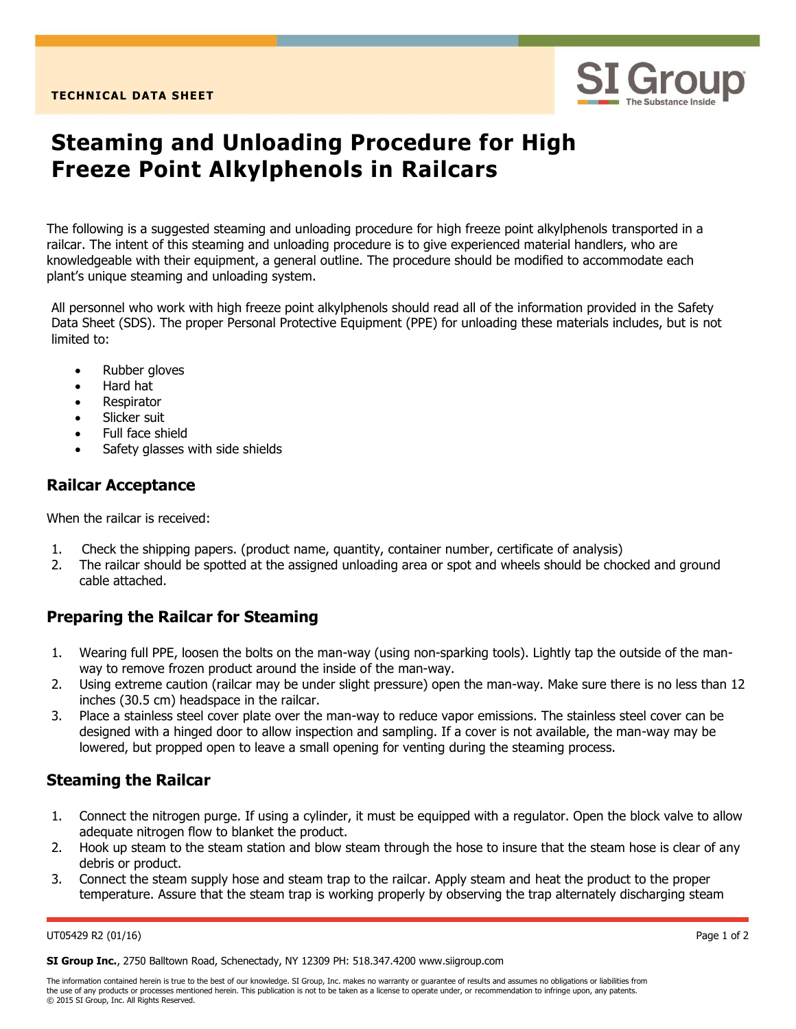TECHNICAL DATA SHEET

# Steaming and Unloading Procedure for High Freeze Point Alkylphenols in Railcars

The following is a suggested steaming and unloading procedure for high freeze point alkylphenols transported in a railcar. The intent of this steaming and unloading procedure is to give experienced material handlers, who are knowledgeable with their equipment, a general outline. The procedure should be modified to accommodate each plant's unique steaming and unloading system.

All personnel who work with high freeze point alkylphenols should read all of the information provided in the Safety Data Sheet (SDS). The proper Personal Protective Equipment (PPE) for unloading these materials includes, but is not limited to:

- Rubber gloves
- Hard hat
- Respirator
- Slicker suit
- Full face shield
- Safety glasses with side shields

## Railcar Acceptance

When the railcar is received:

1. Check the shipping papers. (product name, quantity, container number, certificate of analysis)
2. The railcar should be spotted at the assigned unloading area or spot and wheels should be chocked and ground cable attached.

## Preparing the Railcar for Steaming

1. Wearing full PPE, loosen the bolts on the man-way (using non-sparking tools). Lightly tap the outside of the man-way to remove frozen product around the inside of the man-way.
2. Using extreme caution (railcar may be under slight pressure) open the man-way. Make sure there is no less than 12 inches (30.5 cm) headspace in the railcar.
3. Place a stainless steel cover plate over the man-way to reduce vapor emissions. The stainless steel cover can be designed with a hinged door to allow inspection and sampling. If a cover is not available, the man-way may be lowered, but propped open to leave a small opening for venting during the steaming process.

## Steaming the Railcar

1. Connect the nitrogen purge. If using a cylinder, it must be equipped with a regulator. Open the block valve to allow adequate nitrogen flow to blanket the product.
2. Hook up steam to the steam station and blow steam through the hose to insure that the steam hose is clear of any debris or product.
3. Connect the steam supply hose and steam trap to the railcar. Apply steam and heat the product to the proper temperature. Assure that the steam trap is working properly by observing the trap alternately discharging steam

UT05429 R2 (01/16)

**SI Group Inc.**, 2750 Balltown Road, Schenectady, NY 12309 PH: 518.347.4200 www.siigroup.com

The information contained herein is true to the best of our knowledge. SI Group, Inc. makes no warranty or guarantee of results and assumes no obligations or liabilities from the use of any products or processes mentioned herein. This publication is not to be taken as a license to operate under, or recommendation to infringe upon, any patents.
© 2015 SI Group, Inc. All Rights Reserved.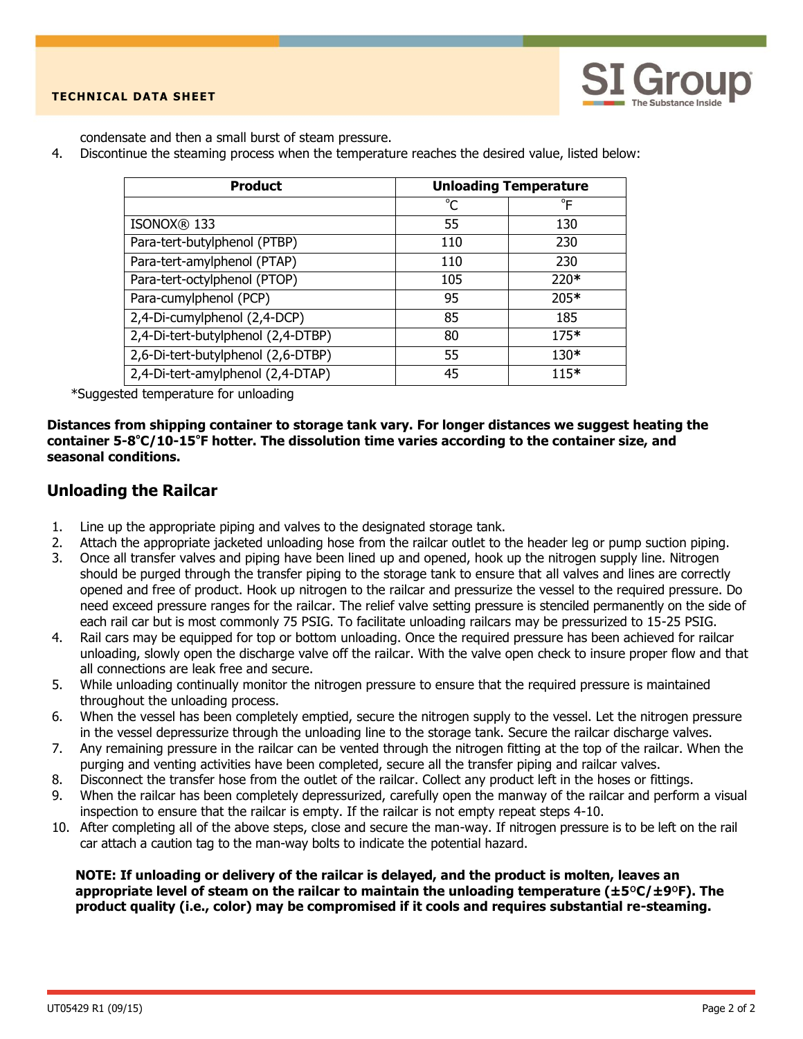condensate and then a small burst of steam pressure.

4. Discontinue the steaming process when the temperature reaches the desired value, listed below:

| Product | Unloading Temperature | |
|---|---|---|
| | °C | °F |
| ISONOX® 133 | 55 | 130 |
| Para-tert-butylphenol (PTBP) | 110 | 230 |
| Para-tert-amylphenol (PTAP) | 110 | 230 |
| Para-tert-octylphenol (PTOP) | 105 | 220* |
| Para-cumylphenol (PCP) | 95 | 205* |
| 2,4-Di-cumylphenol (2,4-DCP) | 85 | 185 |
| 2,4-Di-tert-butylphenol (2,4-DTBP) | 80 | 175* |
| 2,6-Di-tert-butylphenol (2,6-DTBP) | 55 | 130* |
| 2,4-Di-tert-amylphenol (2,4-DTAP) | 45 | 115* |

*Suggested temperature for unloading

**Distances from shipping container to storage tank vary. For longer distances we suggest heating the container 5-8°C/10-15°F hotter. The dissolution time varies according to the container size, and seasonal conditions.**

## Unloading the Railcar

1. Line up the appropriate piping and valves to the designated storage tank.
2. Attach the appropriate jacketed unloading hose from the railcar outlet to the header leg or pump suction piping.
3. Once all transfer valves and piping have been lined up and opened, hook up the nitrogen supply line. Nitrogen should be purged through the transfer piping to the storage tank to ensure that all valves and lines are correctly opened and free of product. Hook up nitrogen to the railcar and pressurize the vessel to the required pressure. Do need exceed pressure ranges for the railcar. The relief valve setting pressure is stenciled permanently on the side of each rail car but is most commonly 75 PSIG. To facilitate unloading railcars may be pressurized to 15-25 PSIG.
4. Rail cars may be equipped for top or bottom unloading. Once the required pressure has been achieved for railcar unloading, slowly open the discharge valve off the railcar. With the valve open check to insure proper flow and that all connections are leak free and secure.
5. While unloading continually monitor the nitrogen pressure to ensure that the required pressure is maintained throughout the unloading process.
6. When the vessel has been completely emptied, secure the nitrogen supply to the vessel. Let the nitrogen pressure in the vessel depressurize through the unloading line to the storage tank. Secure the railcar discharge valves.
7. Any remaining pressure in the railcar can be vented through the nitrogen fitting at the top of the railcar. When the purging and venting activities have been completed, secure all the transfer piping and railcar valves.
8. Disconnect the transfer hose from the outlet of the railcar. Collect any product left in the hoses or fittings.
9. When the railcar has been completely depressurized, carefully open the manway of the railcar and perform a visual inspection to ensure that the railcar is empty. If the railcar is not empty repeat steps 4-10.
10. After completing all of the above steps, close and secure the man-way. If nitrogen pressure is to be left on the rail car attach a caution tag to the man-way bolts to indicate the potential hazard.

**NOTE: If unloading or delivery of the railcar is delayed, and the product is molten, leaves an appropriate level of steam on the railcar to maintain the unloading temperature (±5°C/±9°F). The product quality (i.e., color) may be compromised if it cools and requires substantial re-steaming.**

UT05429 R1 (09/15)